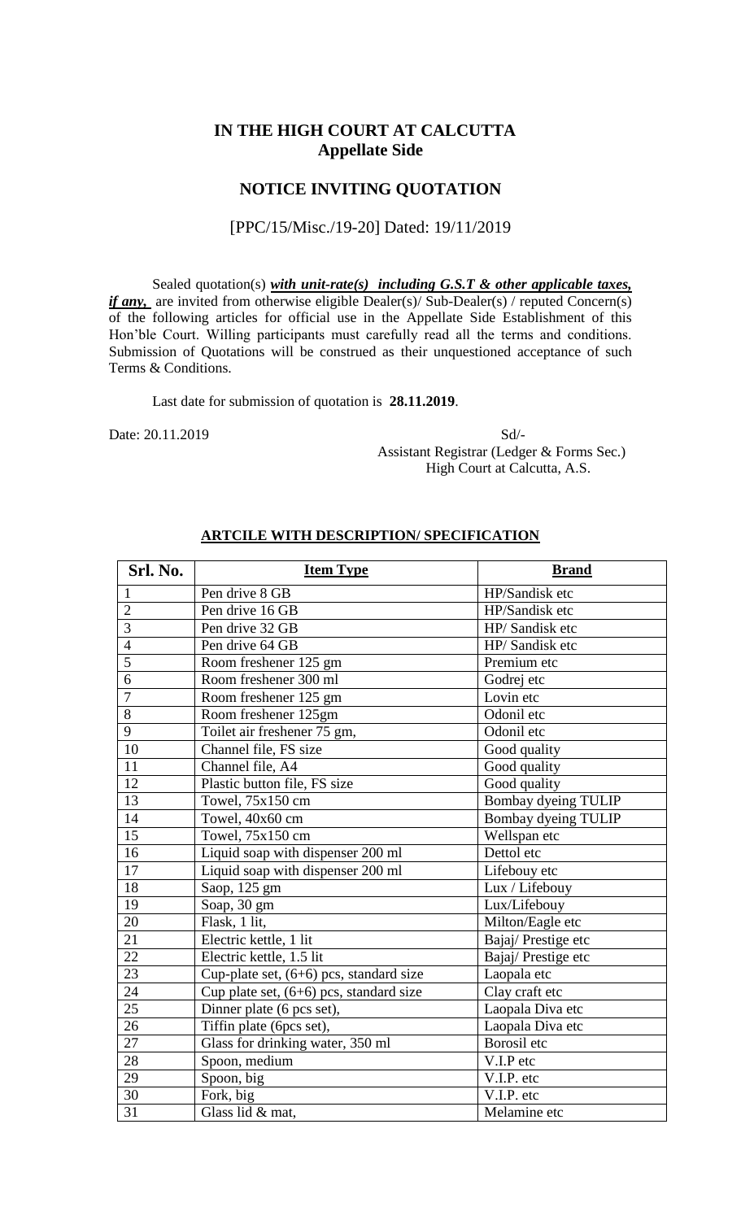## IN THE HIGH COURT AT CALCUTTA
## Appellate Side

## NOTICE INVITING QUOTATION

[PPC/15/Misc./19-20] Dated: 19/11/2019

Sealed quotation(s) ***with unit-rate(s) including G.S.T & other applicable taxes, if any,*** are invited from otherwise eligible Dealer(s)/ Sub-Dealer(s) / reputed Concern(s) of the following articles for official use in the Appellate Side Establishment of this Hon'ble Court. Willing participants must carefully read all the terms and conditions. Submission of Quotations will be construed as their unquestioned acceptance of such Terms & Conditions.

Last date for submission of quotation is **28.11.2019**.

Date: 20.11.2019

Sd/-
Assistant Registrar (Ledger & Forms Sec.)
High Court at Calcutta, A.S.

**ARTCILE WITH DESCRIPTION/ SPECIFICATION**

| Srl. No. | Item Type | Brand |
|---|---|---|
| 1 | Pen drive 8 GB | HP/Sandisk etc |
| 2 | Pen drive 16 GB | HP/Sandisk etc |
| 3 | Pen drive 32 GB | HP/ Sandisk etc |
| 4 | Pen drive 64 GB | HP/ Sandisk etc |
| 5 | Room freshener 125 gm | Premium etc |
| 6 | Room freshener 300 ml | Godrej etc |
| 7 | Room freshener 125 gm | Lovin etc |
| 8 | Room freshener 125gm | Odonil etc |
| 9 | Toilet air freshener 75 gm, | Odonil etc |
| 10 | Channel file, FS size | Good quality |
| 11 | Channel file, A4 | Good quality |
| 12 | Plastic button file, FS size | Good quality |
| 13 | Towel, 75x150 cm | Bombay dyeing TULIP |
| 14 | Towel, 40x60 cm | Bombay dyeing TULIP |
| 15 | Towel, 75x150 cm | Wellspan etc |
| 16 | Liquid soap with dispenser 200 ml | Dettol etc |
| 17 | Liquid soap with dispenser 200 ml | Lifebouy etc |
| 18 | Saop, 125 gm | Lux / Lifebouy |
| 19 | Soap, 30 gm | Lux/Lifebouy |
| 20 | Flask, 1 lit, | Milton/Eagle etc |
| 21 | Electric kettle, 1 lit | Bajaj/ Prestige etc |
| 22 | Electric kettle, 1.5 lit | Bajaj/ Prestige etc |
| 23 | Cup-plate set, (6+6) pcs, standard size | Laopala etc |
| 24 | Cup plate set, (6+6) pcs, standard size | Clay craft etc |
| 25 | Dinner plate (6 pcs set), | Laopala Diva etc |
| 26 | Tiffin plate (6pcs set), | Laopala Diva etc |
| 27 | Glass for drinking water, 350 ml | Borosil etc |
| 28 | Spoon, medium | V.I.P etc |
| 29 | Spoon, big | V.I.P. etc |
| 30 | Fork, big | V.I.P. etc |
| 31 | Glass lid & mat, | Melamine etc |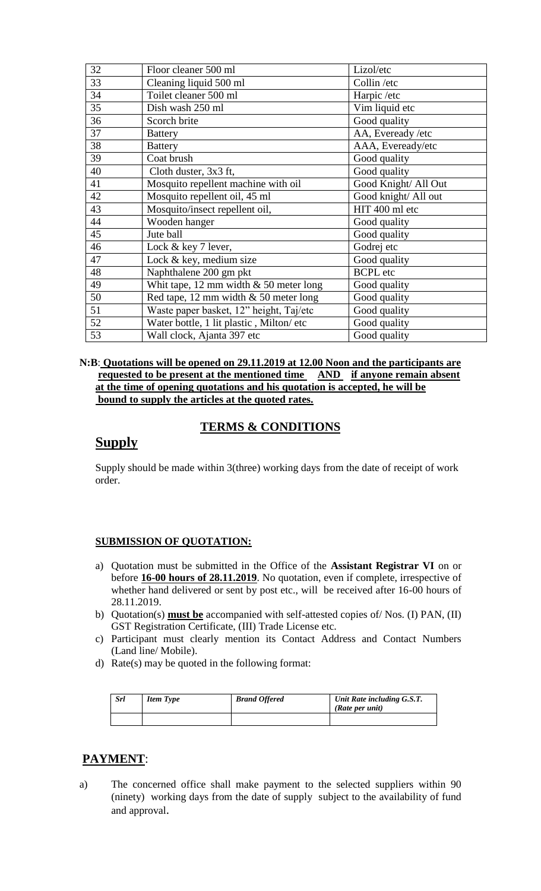| 32 | Floor cleaner 500 ml | Lizol/etc |
|---|---|---|
| 33 | Cleaning liquid 500 ml | Collin /etc |
| 34 | Toilet cleaner 500 ml | Harpic /etc |
| 35 | Dish wash 250 ml | Vim liquid etc |
| 36 | Scorch brite | Good quality |
| 37 | Battery | AA, Eveready /etc |
| 38 | Battery | AAA, Eveready/etc |
| 39 | Coat brush | Good quality |
| 40 | Cloth duster, 3x3 ft, | Good quality |
| 41 | Mosquito repellent machine with oil | Good Knight/ All Out |
| 42 | Mosquito repellent oil, 45 ml | Good knight/ All out |
| 43 | Mosquito/insect repellent oil, | HIT 400 ml etc |
| 44 | Wooden hanger | Good quality |
| 45 | Jute ball | Good quality |
| 46 | Lock & key 7 lever, | Godrej etc |
| 47 | Lock & key, medium size | Good quality |
| 48 | Naphthalene 200 gm pkt | BCPL etc |
| 49 | Whit tape, 12 mm width & 50 meter long | Good quality |
| 50 | Red tape, 12 mm width & 50 meter long | Good quality |
| 51 | Waste paper basket, 12" height, Taj/etc | Good quality |
| 52 | Water bottle, 1 lit plastic , Milton/ etc | Good quality |
| 53 | Wall clock, Ajanta 397 etc | Good quality |

**N:B: Quotations will be opened on 29.11.2019 at 12.00 Noon and the participants are requested to be present at the mentioned time AND if anyone remain absent at the time of opening quotations and his quotation is accepted, he will be bound to supply the articles at the quoted rates.**

## TERMS & CONDITIONS

## Supply

Supply should be made within 3(three) working days from the date of receipt of work order.

### SUBMISSION OF QUOTATION:

a) Quotation must be submitted in the Office of the **Assistant Registrar VI** on or before **16-00 hours of 28.11.2019**. No quotation, even if complete, irrespective of whether hand delivered or sent by post etc., will be received after 16-00 hours of 28.11.2019.

b) Quotation(s) **must be** accompanied with self-attested copies of/ Nos. (I) PAN, (II) GST Registration Certificate, (III) Trade License etc.

c) Participant must clearly mention its Contact Address and Contact Numbers (Land line/ Mobile).

d) Rate(s) may be quoted in the following format:

| *Srl* | *Item Type* | *Brand Offered* | *Unit Rate including G.S.T. (Rate per unit)* |
|---|---|---|---|
| | | | |

## PAYMENT:

a) The concerned office shall make payment to the selected suppliers within 90 (ninety) working days from the date of supply subject to the availability of fund and approval.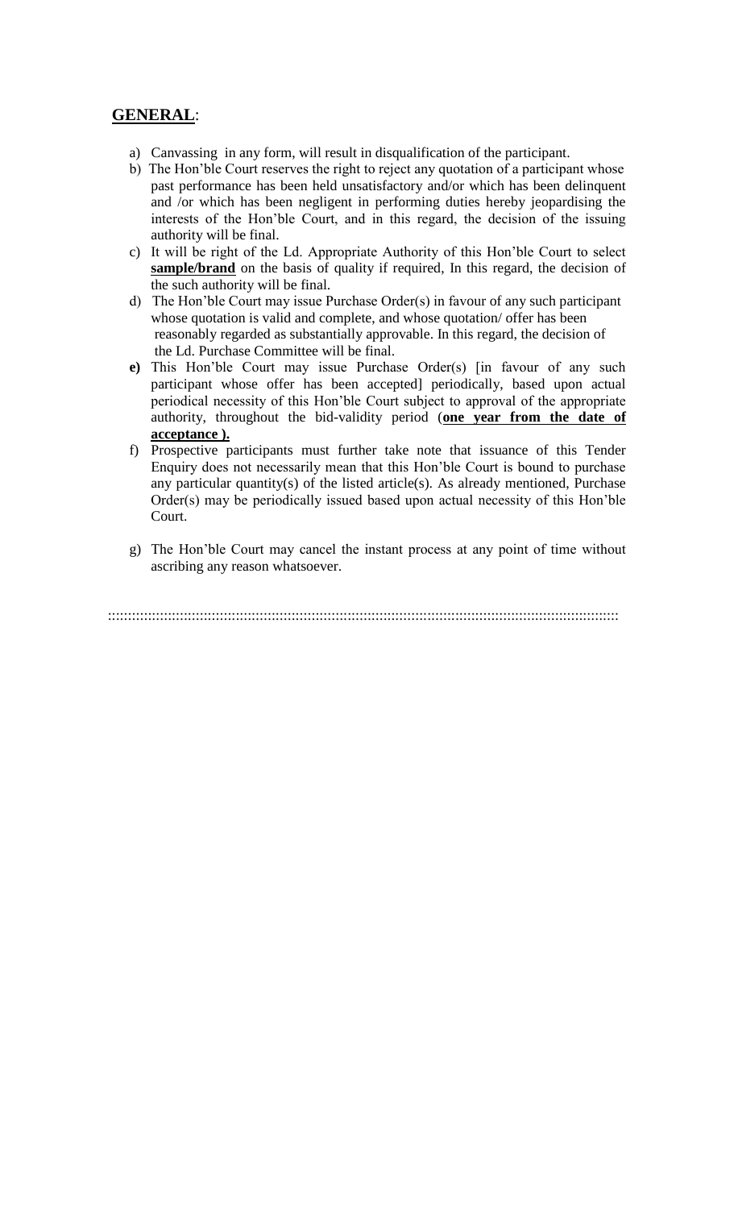**<u>GENERAL</u>**:

a) Canvassing in any form, will result in disqualification of the participant.

b) The Hon'ble Court reserves the right to reject any quotation of a participant whose past performance has been held unsatisfactory and/or which has been delinquent and /or which has been negligent in performing duties hereby jeopardising the interests of the Hon'ble Court, and in this regard, the decision of the issuing authority will be final.

c) It will be right of the Ld. Appropriate Authority of this Hon'ble Court to select **<u>sample/brand</u>** on the basis of quality if required, In this regard, the decision of the such authority will be final.

d) The Hon'ble Court may issue Purchase Order(s) in favour of any such participant whose quotation is valid and complete, and whose quotation/ offer has been reasonably regarded as substantially approvable. In this regard, the decision of the Ld. Purchase Committee will be final.

**e)** This Hon'ble Court may issue Purchase Order(s) [in favour of any such participant whose offer has been accepted] periodically, based upon actual periodical necessity of this Hon'ble Court subject to approval of the appropriate authority, throughout the bid-validity period (**<u>one year from the date of acceptance ).</u>**

f) Prospective participants must further take note that issuance of this Tender Enquiry does not necessarily mean that this Hon'ble Court is bound to purchase any particular quantity(s) of the listed article(s). As already mentioned, Purchase Order(s) may be periodically issued based upon actual necessity of this Hon'ble Court.

g) The Hon'ble Court may cancel the instant process at any point of time without ascribing any reason whatsoever.

::::::::::::::::::::::::::::::::::::::::::::::::::::::::::::::::::::::::::::::::::::::::::::::::::::::::::::::::::::::::::::::::::::::